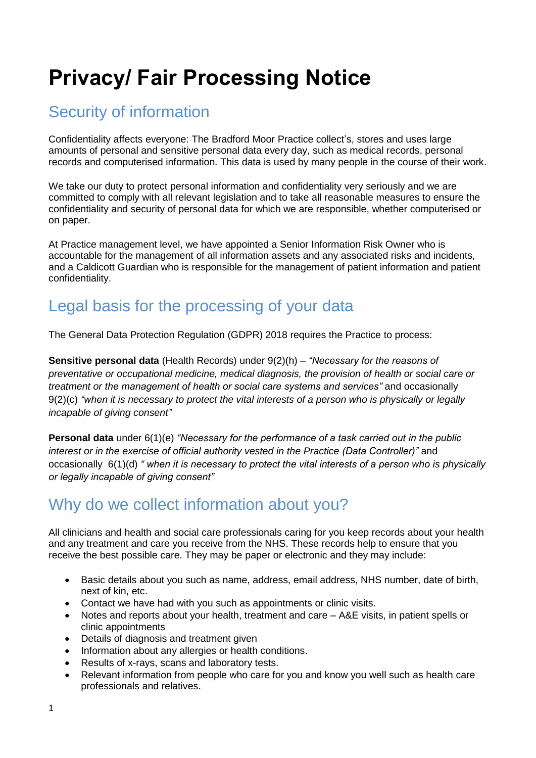# Privacy/ Fair Processing Notice

## Security of information

Confidentiality affects everyone: The Bradford Moor Practice collect's, stores and uses large amounts of personal and sensitive personal data every day, such as medical records, personal records and computerised information. This data is used by many people in the course of their work.

We take our duty to protect personal information and confidentiality very seriously and we are committed to comply with all relevant legislation and to take all reasonable measures to ensure the confidentiality and security of personal data for which we are responsible, whether computerised or on paper.

At Practice management level, we have appointed a Senior Information Risk Owner who is accountable for the management of all information assets and any associated risks and incidents, and a Caldicott Guardian who is responsible for the management of patient information and patient confidentiality.

## Legal basis for the processing of your data

The General Data Protection Regulation (GDPR) 2018 requires the Practice to process:

**Sensitive personal data** (Health Records) under 9(2)(h) – *"Necessary for the reasons of preventative or occupational medicine, medical diagnosis, the provision of health or social care or treatment or the management of health or social care systems and services"* and occasionally 9(2)(c) *"when it is necessary to protect the vital interests of a person who is physically or legally incapable of giving consent"*

**Personal data** under 6(1)(e) *"Necessary for the performance of a task carried out in the public interest or in the exercise of official authority vested in the Practice (Data Controller)"* and occasionally 6(1)(d) *" when it is necessary to protect the vital interests of a person who is physically or legally incapable of giving consent"*

## Why do we collect information about you?

All clinicians and health and social care professionals caring for you keep records about your health and any treatment and care you receive from the NHS. These records help to ensure that you receive the best possible care. They may be paper or electronic and they may include:

- Basic details about you such as name, address, email address, NHS number, date of birth, next of kin, etc.
- Contact we have had with you such as appointments or clinic visits.
- Notes and reports about your health, treatment and care – A&E visits, in patient spells or clinic appointments
- Details of diagnosis and treatment given
- Information about any allergies or health conditions.
- Results of x-rays, scans and laboratory tests.
- Relevant information from people who care for you and know you well such as health care professionals and relatives.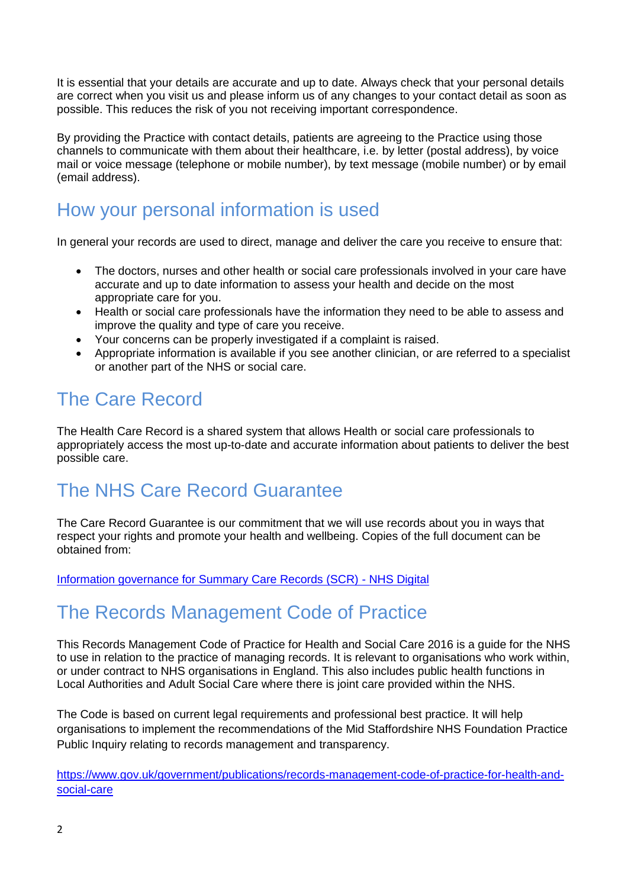It is essential that your details are accurate and up to date. Always check that your personal details are correct when you visit us and please inform us of any changes to your contact detail as soon as possible. This reduces the risk of you not receiving important correspondence.

By providing the Practice with contact details, patients are agreeing to the Practice using those channels to communicate with them about their healthcare, i.e. by letter (postal address), by voice mail or voice message (telephone or mobile number), by text message (mobile number) or by email (email address).

## How your personal information is used

In general your records are used to direct, manage and deliver the care you receive to ensure that:

- The doctors, nurses and other health or social care professionals involved in your care have accurate and up to date information to assess your health and decide on the most appropriate care for you.
- Health or social care professionals have the information they need to be able to assess and improve the quality and type of care you receive.
- Your concerns can be properly investigated if a complaint is raised.
- Appropriate information is available if you see another clinician, or are referred to a specialist or another part of the NHS or social care.

## The Care Record

The Health Care Record is a shared system that allows Health or social care professionals to appropriately access the most up-to-date and accurate information about patients to deliver the best possible care.

## The NHS Care Record Guarantee

The Care Record Guarantee is our commitment that we will use records about you in ways that respect your rights and promote your health and wellbeing. Copies of the full document can be obtained from:

[Information governance for Summary Care Records (SCR) - NHS Digital]

## The Records Management Code of Practice

This Records Management Code of Practice for Health and Social Care 2016 is a guide for the NHS to use in relation to the practice of managing records. It is relevant to organisations who work within, or under contract to NHS organisations in England. This also includes public health functions in Local Authorities and Adult Social Care where there is joint care provided within the NHS.

The Code is based on current legal requirements and professional best practice. It will help organisations to implement the recommendations of the Mid Staffordshire NHS Foundation Practice Public Inquiry relating to records management and transparency.

https://www.gov.uk/government/publications/records-management-code-of-practice-for-health-and-social-care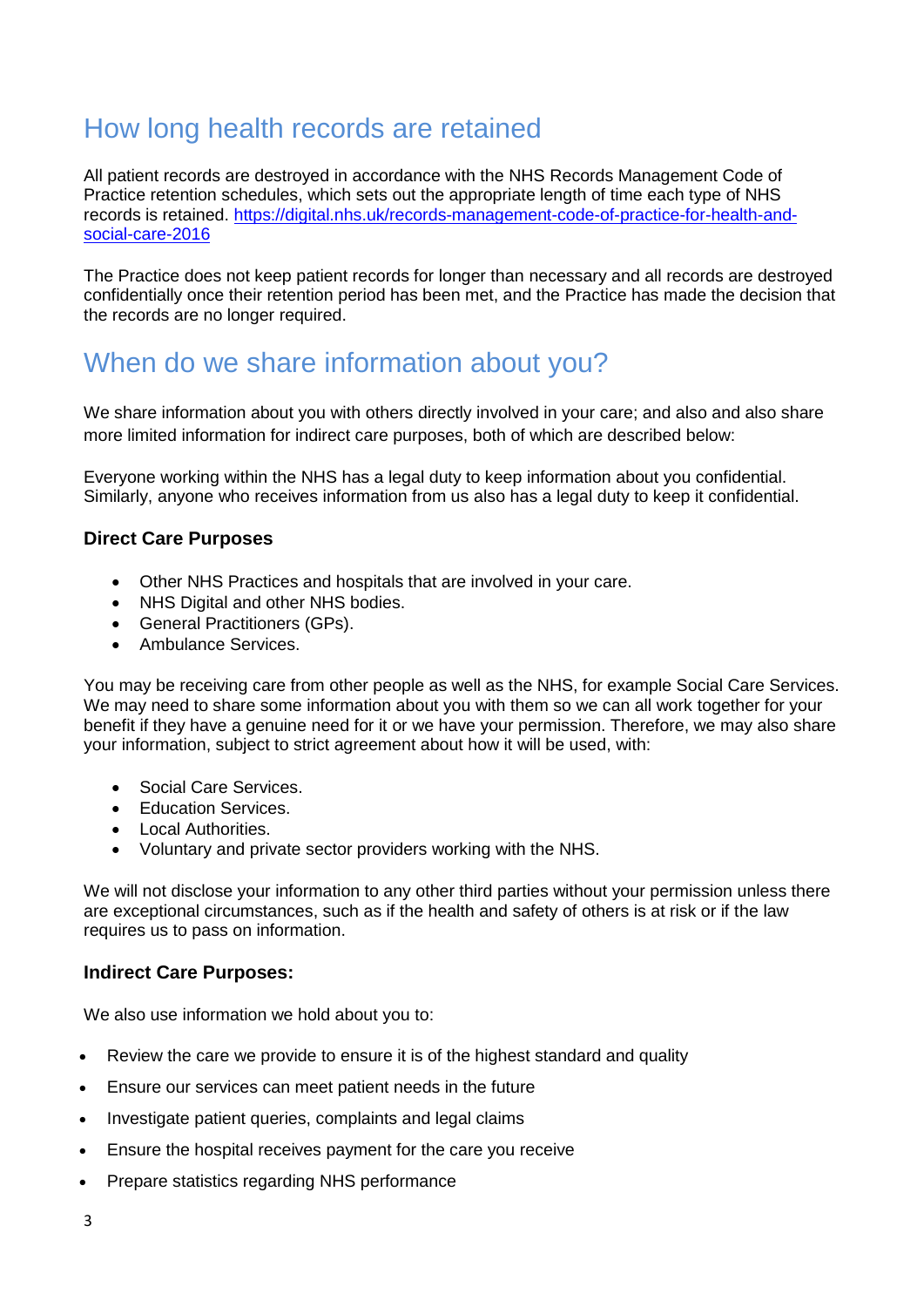## How long health records are retained

All patient records are destroyed in accordance with the NHS Records Management Code of Practice retention schedules, which sets out the appropriate length of time each type of NHS records is retained. https://digital.nhs.uk/records-management-code-of-practice-for-health-and-social-care-2016

The Practice does not keep patient records for longer than necessary and all records are destroyed confidentially once their retention period has been met, and the Practice has made the decision that the records are no longer required.

## When do we share information about you?

We share information about you with others directly involved in your care; and also and also share more limited information for indirect care purposes, both of which are described below:

Everyone working within the NHS has a legal duty to keep information about you confidential. Similarly, anyone who receives information from us also has a legal duty to keep it confidential.

### Direct Care Purposes

- Other NHS Practices and hospitals that are involved in your care.
- NHS Digital and other NHS bodies.
- General Practitioners (GPs).
- Ambulance Services.

You may be receiving care from other people as well as the NHS, for example Social Care Services. We may need to share some information about you with them so we can all work together for your benefit if they have a genuine need for it or we have your permission. Therefore, we may also share your information, subject to strict agreement about how it will be used, with:

- Social Care Services.
- Education Services.
- Local Authorities.
- Voluntary and private sector providers working with the NHS.

We will not disclose your information to any other third parties without your permission unless there are exceptional circumstances, such as if the health and safety of others is at risk or if the law requires us to pass on information.

### Indirect Care Purposes:

We also use information we hold about you to:

- Review the care we provide to ensure it is of the highest standard and quality
- Ensure our services can meet patient needs in the future
- Investigate patient queries, complaints and legal claims
- Ensure the hospital receives payment for the care you receive
- Prepare statistics regarding NHS performance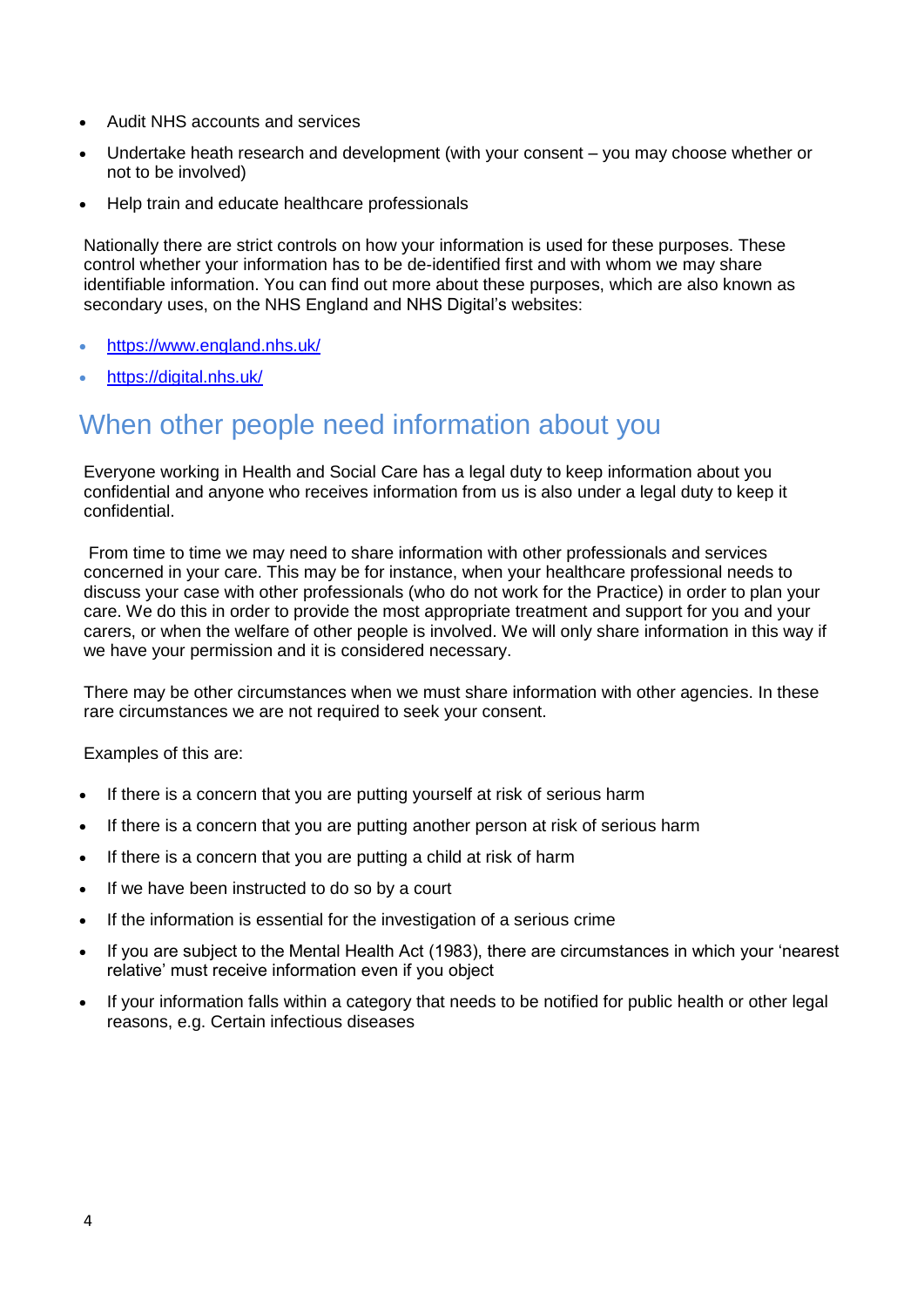- Audit NHS accounts and services
- Undertake heath research and development (with your consent – you may choose whether or not to be involved)
- Help train and educate healthcare professionals

Nationally there are strict controls on how your information is used for these purposes. These control whether your information has to be de-identified first and with whom we may share identifiable information. You can find out more about these purposes, which are also known as secondary uses, on the NHS England and NHS Digital's websites:

- https://www.england.nhs.uk/
- https://digital.nhs.uk/

## When other people need information about you

Everyone working in Health and Social Care has a legal duty to keep information about you confidential and anyone who receives information from us is also under a legal duty to keep it confidential.

From time to time we may need to share information with other professionals and services concerned in your care. This may be for instance, when your healthcare professional needs to discuss your case with other professionals (who do not work for the Practice) in order to plan your care. We do this in order to provide the most appropriate treatment and support for you and your carers, or when the welfare of other people is involved. We will only share information in this way if we have your permission and it is considered necessary.

There may be other circumstances when we must share information with other agencies. In these rare circumstances we are not required to seek your consent.

Examples of this are:

- If there is a concern that you are putting yourself at risk of serious harm
- If there is a concern that you are putting another person at risk of serious harm
- If there is a concern that you are putting a child at risk of harm
- If we have been instructed to do so by a court
- If the information is essential for the investigation of a serious crime
- If you are subject to the Mental Health Act (1983), there are circumstances in which your 'nearest relative' must receive information even if you object
- If your information falls within a category that needs to be notified for public health or other legal reasons, e.g. Certain infectious diseases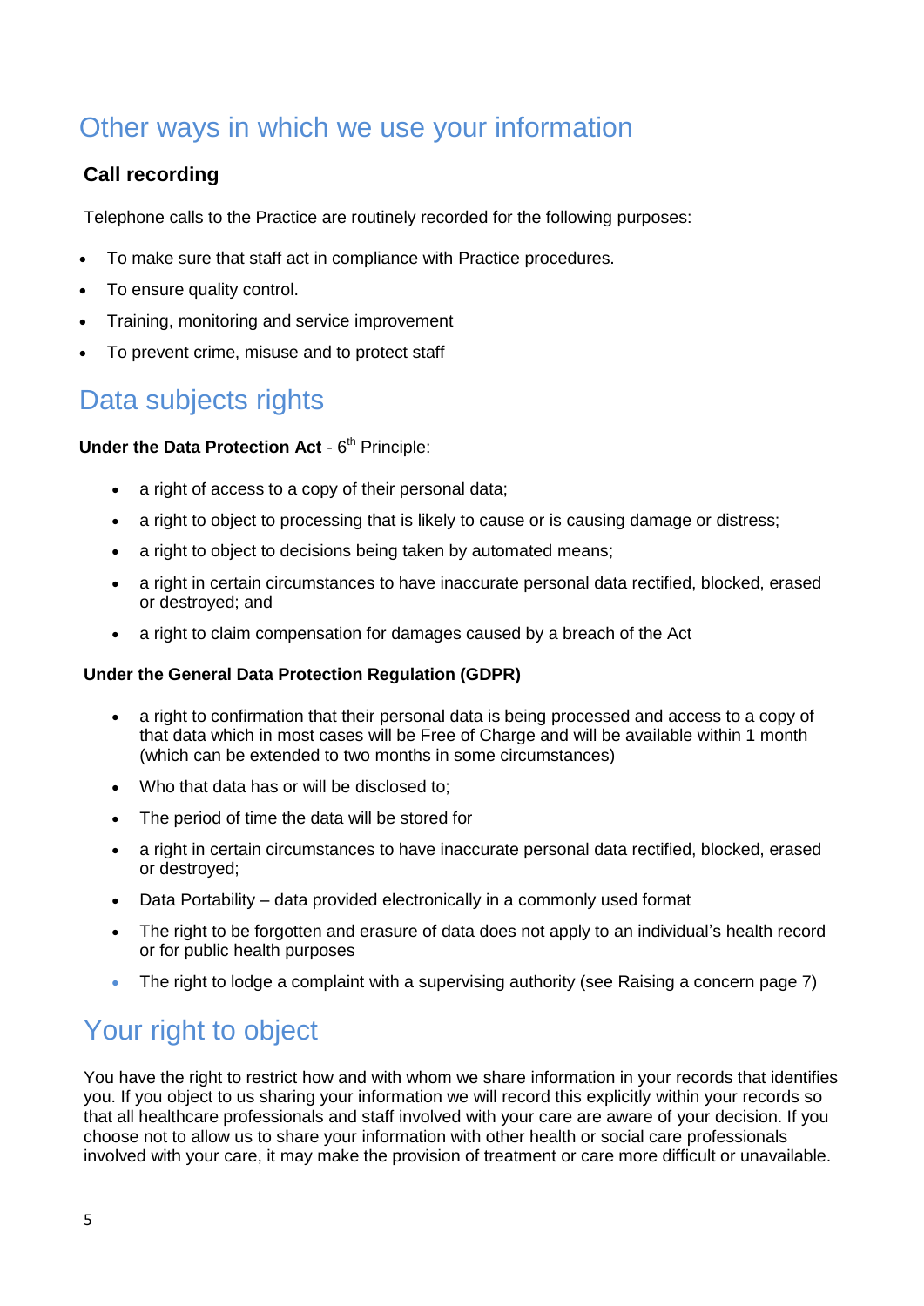# Other ways in which we use your information

**Call recording**

Telephone calls to the Practice are routinely recorded for the following purposes:

- To make sure that staff act in compliance with Practice procedures.
- To ensure quality control.
- Training, monitoring and service improvement
- To prevent crime, misuse and to protect staff

# Data subjects rights

**Under the Data Protection Act** - 6th Principle:

- a right of access to a copy of their personal data;
- a right to object to processing that is likely to cause or is causing damage or distress;
- a right to object to decisions being taken by automated means;
- a right in certain circumstances to have inaccurate personal data rectified, blocked, erased or destroyed; and
- a right to claim compensation for damages caused by a breach of the Act

**Under the General Data Protection Regulation (GDPR)**

- a right to confirmation that their personal data is being processed and access to a copy of that data which in most cases will be Free of Charge and will be available within 1 month (which can be extended to two months in some circumstances)
- Who that data has or will be disclosed to;
- The period of time the data will be stored for
- a right in certain circumstances to have inaccurate personal data rectified, blocked, erased or destroyed;
- Data Portability – data provided electronically in a commonly used format
- The right to be forgotten and erasure of data does not apply to an individual's health record or for public health purposes
- The right to lodge a complaint with a supervising authority (see Raising a concern page 7)

# Your right to object

You have the right to restrict how and with whom we share information in your records that identifies you. If you object to us sharing your information we will record this explicitly within your records so that all healthcare professionals and staff involved with your care are aware of your decision. If you choose not to allow us to share your information with other health or social care professionals involved with your care, it may make the provision of treatment or care more difficult or unavailable.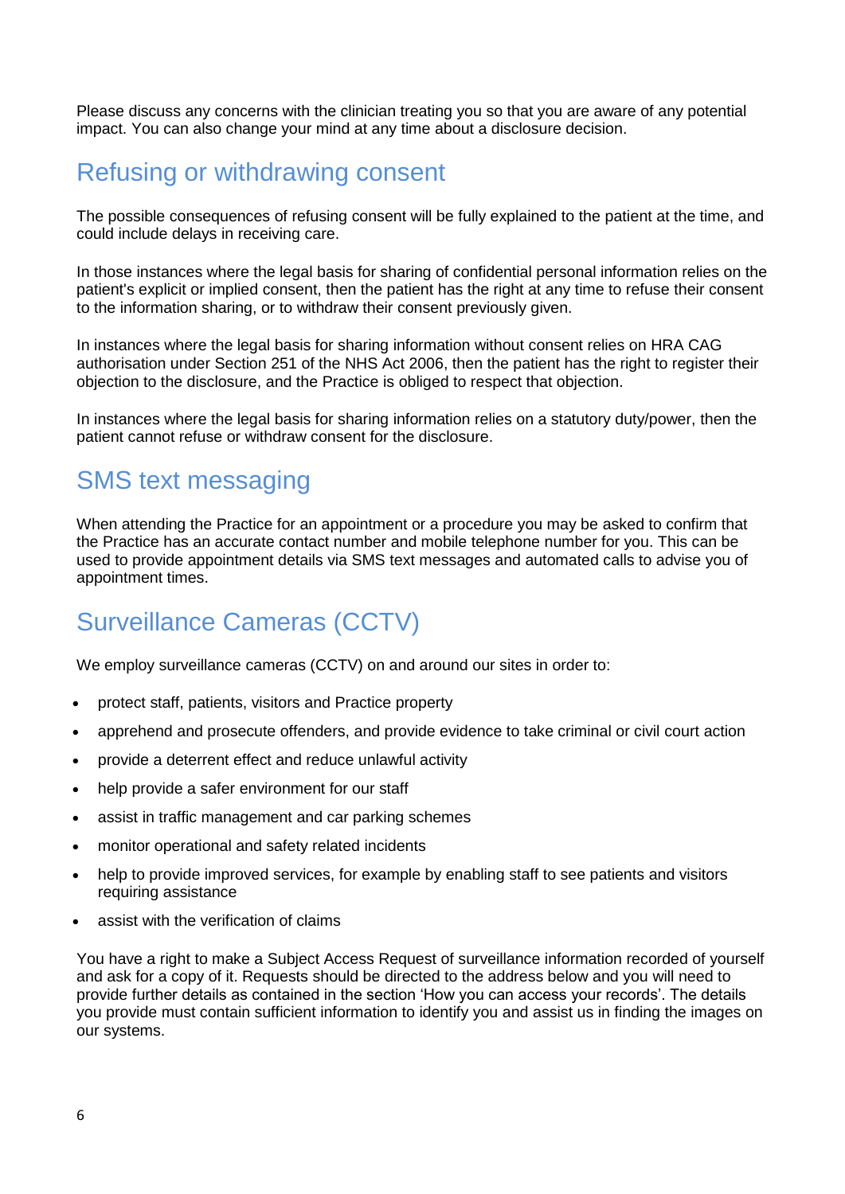Please discuss any concerns with the clinician treating you so that you are aware of any potential impact. You can also change your mind at any time about a disclosure decision.

## Refusing or withdrawing consent

The possible consequences of refusing consent will be fully explained to the patient at the time, and could include delays in receiving care.

In those instances where the legal basis for sharing of confidential personal information relies on the patient's explicit or implied consent, then the patient has the right at any time to refuse their consent to the information sharing, or to withdraw their consent previously given.

In instances where the legal basis for sharing information without consent relies on HRA CAG authorisation under Section 251 of the NHS Act 2006, then the patient has the right to register their objection to the disclosure, and the Practice is obliged to respect that objection.

In instances where the legal basis for sharing information relies on a statutory duty/power, then the patient cannot refuse or withdraw consent for the disclosure.

## SMS text messaging

When attending the Practice for an appointment or a procedure you may be asked to confirm that the Practice has an accurate contact number and mobile telephone number for you. This can be used to provide appointment details via SMS text messages and automated calls to advise you of appointment times.

## Surveillance Cameras (CCTV)

We employ surveillance cameras (CCTV) on and around our sites in order to:

- protect staff, patients, visitors and Practice property
- apprehend and prosecute offenders, and provide evidence to take criminal or civil court action
- provide a deterrent effect and reduce unlawful activity
- help provide a safer environment for our staff
- assist in traffic management and car parking schemes
- monitor operational and safety related incidents
- help to provide improved services, for example by enabling staff to see patients and visitors requiring assistance
- assist with the verification of claims

You have a right to make a Subject Access Request of surveillance information recorded of yourself and ask for a copy of it. Requests should be directed to the address below and you will need to provide further details as contained in the section 'How you can access your records'. The details you provide must contain sufficient information to identify you and assist us in finding the images on our systems.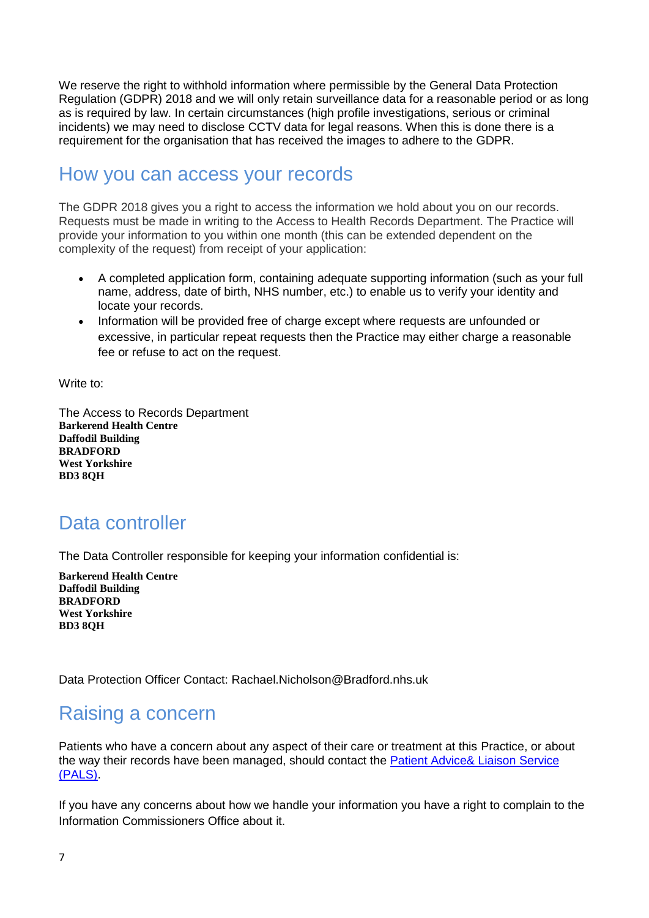We reserve the right to withhold information where permissible by the General Data Protection Regulation (GDPR) 2018 and we will only retain surveillance data for a reasonable period or as long as is required by law. In certain circumstances (high profile investigations, serious or criminal incidents) we may need to disclose CCTV data for legal reasons. When this is done there is a requirement for the organisation that has received the images to adhere to the GDPR.

## How you can access your records

The GDPR 2018 gives you a right to access the information we hold about you on our records. Requests must be made in writing to the Access to Health Records Department. The Practice will provide your information to you within one month (this can be extended dependent on the complexity of the request) from receipt of your application:

- A completed application form, containing adequate supporting information (such as your full name, address, date of birth, NHS number, etc.) to enable us to verify your identity and locate your records.
- Information will be provided free of charge except where requests are unfounded or excessive, in particular repeat requests then the Practice may either charge a reasonable fee or refuse to act on the request.

Write to:

The Access to Records Department
**Barkerend Health Centre**
**Daffodil Building**
**BRADFORD**
**West Yorkshire**
**BD3 8QH**

## Data controller

The Data Controller responsible for keeping your information confidential is:

**Barkerend Health Centre**
**Daffodil Building**
**BRADFORD**
**West Yorkshire**
**BD3 8QH**

Data Protection Officer Contact: Rachael.Nicholson@Bradford.nhs.uk

## Raising a concern

Patients who have a concern about any aspect of their care or treatment at this Practice, or about the way their records have been managed, should contact the Patient Advice& Liaison Service (PALS).

If you have any concerns about how we handle your information you have a right to complain to the Information Commissioners Office about it.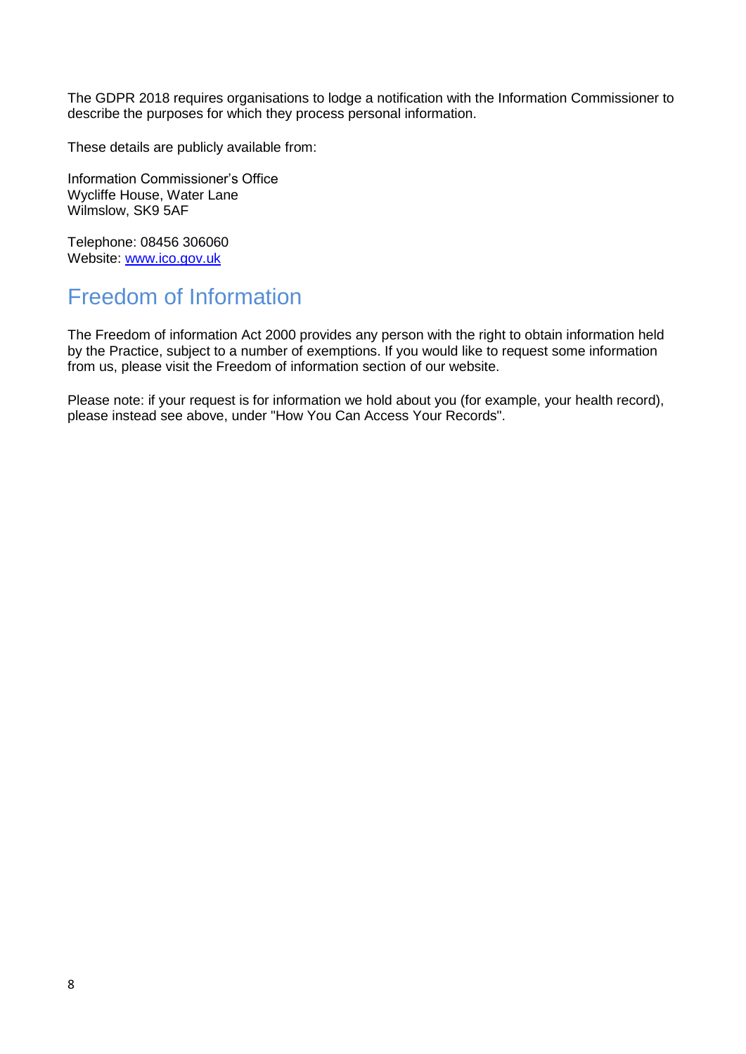The GDPR 2018 requires organisations to lodge a notification with the Information Commissioner to describe the purposes for which they process personal information.

These details are publicly available from:

Information Commissioner's Office
Wycliffe House, Water Lane
Wilmslow, SK9 5AF

Telephone: 08456 306060
Website: [www.ico.gov.uk](http://www.ico.gov.uk)

## Freedom of Information

The Freedom of information Act 2000 provides any person with the right to obtain information held by the Practice, subject to a number of exemptions. If you would like to request some information from us, please visit the Freedom of information section of our website.

Please note: if your request is for information we hold about you (for example, your health record), please instead see above, under "How You Can Access Your Records".